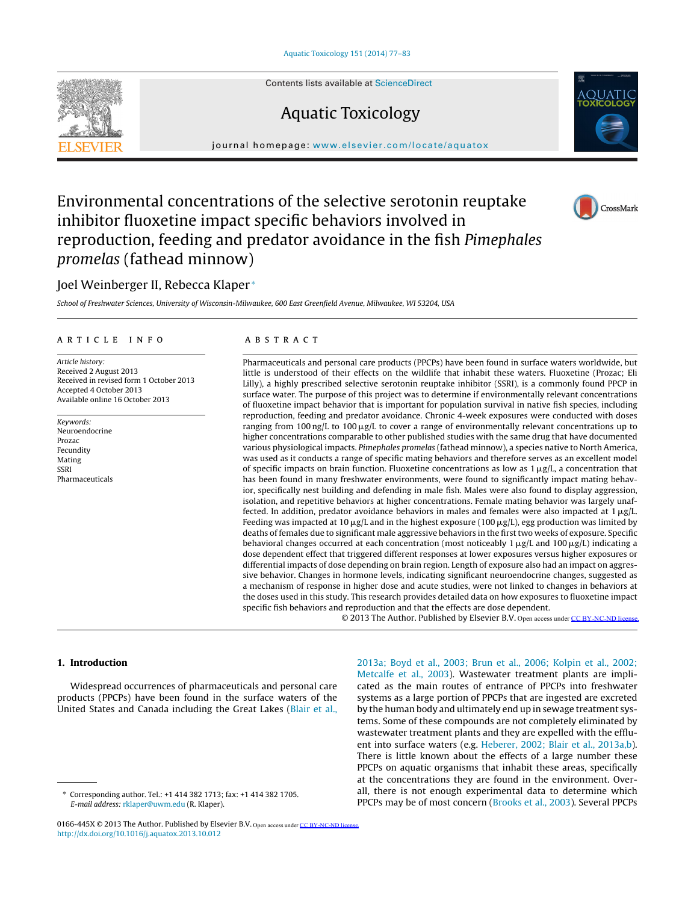# Environmental concentrations of the selective serotonin reuptake inhibitor fluoxetine impact specific behaviors involved in reproduction, feeding and predator avoidance in the fish *Pimephales promelas* (fathead minnow)

Joel Weinberger II, Rebecca Klaper*

*School of Freshwater Sciences, University of Wisconsin-Milwaukee, 600 East Greenfield Avenue, Milwaukee, WI 53204, USA*

## ARTICLE INFO

*Article history:*
Received 2 August 2013
Received in revised form 1 October 2013
Accepted 4 October 2013
Available online 16 October 2013

*Keywords:*
Neuroendocrine
Prozac
Fecundity
Mating
SSRI
Pharmaceuticals

## ABSTRACT

Pharmaceuticals and personal care products (PPCPs) have been found in surface waters worldwide, but little is understood of their effects on the wildlife that inhabit these waters. Fluoxetine (Prozac; Eli Lilly), a highly prescribed selective serotonin reuptake inhibitor (SSRI), is a commonly found PPCP in surface water. The purpose of this project was to determine if environmentally relevant concentrations of fluoxetine impact behavior that is important for population survival in native fish species, including reproduction, feeding and predator avoidance. Chronic 4-week exposures were conducted with doses ranging from 100 ng/L to 100 μg/L to cover a range of environmentally relevant concentrations up to higher concentrations comparable to other published studies with the same drug that have documented various physiological impacts. *Pimephales promelas* (fathead minnow), a species native to North America, was used as it conducts a range of specific mating behaviors and therefore serves as an excellent model of specific impacts on brain function. Fluoxetine concentrations as low as 1 μg/L, a concentration that has been found in many freshwater environments, were found to significantly impact mating behavior, specifically nest building and defending in male fish. Males were also found to display aggression, isolation, and repetitive behaviors at higher concentrations. Female mating behavior was largely unaffected. In addition, predator avoidance behaviors in males and females were also impacted at 1 μg/L. Feeding was impacted at 10 μg/L and in the highest exposure (100 μg/L), egg production was limited by deaths of females due to significant male aggressive behaviors in the first two weeks of exposure. Specific behavioral changes occurred at each concentration (most noticeably 1 μg/L and 100 μg/L) indicating a dose dependent effect that triggered different responses at lower exposures versus higher exposures or differential impacts of dose depending on brain region. Length of exposure also had an impact on aggressive behavior. Changes in hormone levels, indicating significant neuroendocrine changes, suggested as a mechanism of response in higher dose and acute studies, were not linked to changes in behaviors at the doses used in this study. This research provides detailed data on how exposures to fluoxetine impact specific fish behaviors and reproduction and that the effects are dose dependent.

© 2013 The Author. Published by Elsevier B.V. Open access under CC BY-NC-ND license.

## 1. Introduction

Widespread occurrences of pharmaceuticals and personal care products (PPCPs) have been found in the surface waters of the United States and Canada including the Great Lakes (Blair et al., 2013a; Boyd et al., 2003; Brun et al., 2006; Kolpin et al., 2002; Metcalfe et al., 2003). Wastewater treatment plants are implicated as the main routes of entrance of PPCPs into freshwater systems as a large portion of PPCPs that are ingested are excreted by the human body and ultimately end up in sewage treatment systems. Some of these compounds are not completely eliminated by wastewater treatment plants and they are expelled with the effluent into surface waters (e.g. Heberer, 2002; Blair et al., 2013a,b). There is little known about the effects of a large number these PPCPs on aquatic organisms that inhabit these areas, specifically at the concentrations they are found in the environment. Overall, there is not enough experimental data to determine which PPCPs may be of most concern (Brooks et al., 2003). Several PPCPs

---

* Corresponding author. Tel.: +1 414 382 1713; fax: +1 414 382 1705.
*E-mail address:* rklaper@uwm.edu (R. Klaper).

0166-445X © 2013 The Author. Published by Elsevier B.V. Open access under CC BY-NC-ND license.
http://dx.doi.org/10.1016/j.aquatox.2013.10.012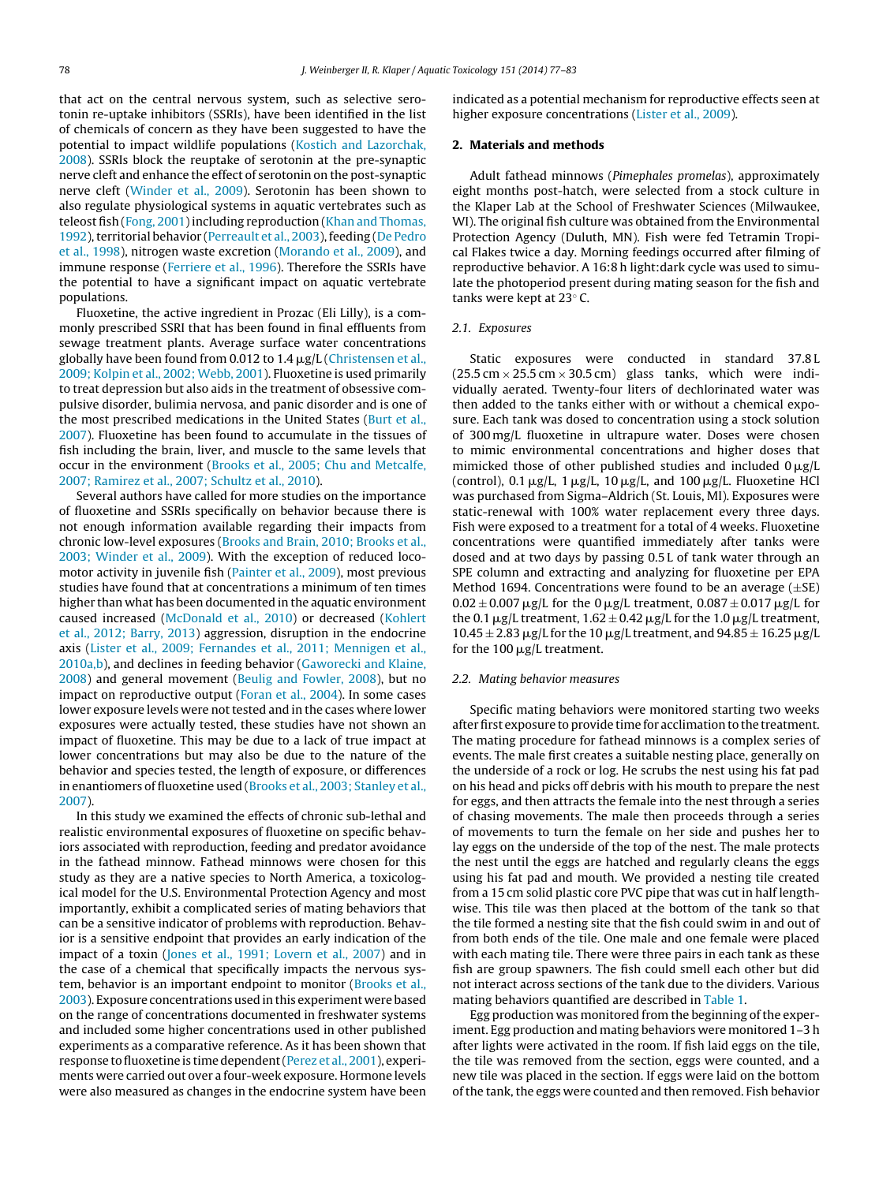that act on the central nervous system, such as selective serotonin re-uptake inhibitors (SSRIs), have been identified in the list of chemicals of concern as they have been suggested to have the potential to impact wildlife populations (Kostich and Lazorchak, 2008). SSRIs block the reuptake of serotonin at the pre-synaptic nerve cleft and enhance the effect of serotonin on the post-synaptic nerve cleft (Winder et al., 2009). Serotonin has been shown to also regulate physiological systems in aquatic vertebrates such as teleost fish (Fong, 2001) including reproduction (Khan and Thomas, 1992), territorial behavior (Perreault et al., 2003), feeding (De Pedro et al., 1998), nitrogen waste excretion (Morando et al., 2009), and immune response (Ferriere et al., 1996). Therefore the SSRIs have the potential to have a significant impact on aquatic vertebrate populations.

Fluoxetine, the active ingredient in Prozac (Eli Lilly), is a commonly prescribed SSRI that has been found in final effluents from sewage treatment plants. Average surface water concentrations globally have been found from 0.012 to 1.4 μg/L (Christensen et al., 2009; Kolpin et al., 2002; Webb, 2001). Fluoxetine is used primarily to treat depression but also aids in the treatment of obsessive compulsive disorder, bulimia nervosa, and panic disorder and is one of the most prescribed medications in the United States (Burt et al., 2007). Fluoxetine has been found to accumulate in the tissues of fish including the brain, liver, and muscle to the same levels that occur in the environment (Brooks et al., 2005; Chu and Metcalfe, 2007; Ramirez et al., 2007; Schultz et al., 2010).

Several authors have called for more studies on the importance of fluoxetine and SSRIs specifically on behavior because there is not enough information available regarding their impacts from chronic low-level exposures (Brooks and Brain, 2010; Brooks et al., 2003; Winder et al., 2009). With the exception of reduced locomotor activity in juvenile fish (Painter et al., 2009), most previous studies have found that at concentrations a minimum of ten times higher than what has been documented in the aquatic environment caused increased (McDonald et al., 2010) or decreased (Kohlert et al., 2012; Barry, 2013) aggression, disruption in the endocrine axis (Lister et al., 2009; Fernandes et al., 2011; Mennigen et al., 2010a,b), and declines in feeding behavior (Gaworecki and Klaine, 2008) and general movement (Beulig and Fowler, 2008), but no impact on reproductive output (Foran et al., 2004). In some cases lower exposure levels were not tested and in the cases where lower exposures were actually tested, these studies have not shown an impact of fluoxetine. This may be due to a lack of true impact at lower concentrations but may also be due to the nature of the behavior and species tested, the length of exposure, or differences in enantiomers of fluoxetine used (Brooks et al., 2003; Stanley et al., 2007).

In this study we examined the effects of chronic sub-lethal and realistic environmental exposures of fluoxetine on specific behaviors associated with reproduction, feeding and predator avoidance in the fathead minnow. Fathead minnows were chosen for this study as they are a native species to North America, a toxicological model for the U.S. Environmental Protection Agency and most importantly, exhibit a complicated series of mating behaviors that can be a sensitive indicator of problems with reproduction. Behavior is a sensitive endpoint that provides an early indication of the impact of a toxin (Jones et al., 1991; Lovern et al., 2007) and in the case of a chemical that specifically impacts the nervous system, behavior is an important endpoint to monitor (Brooks et al., 2003). Exposure concentrations used in this experiment were based on the range of concentrations documented in freshwater systems and included some higher concentrations used in other published experiments as a comparative reference. As it has been shown that response to fluoxetine is time dependent (Perez et al., 2001), experiments were carried out over a four-week exposure. Hormone levels were also measured as changes in the endocrine system have been indicated as a potential mechanism for reproductive effects seen at higher exposure concentrations (Lister et al., 2009).

## 2. Materials and methods

Adult fathead minnows (*Pimephales promelas*), approximately eight months post-hatch, were selected from a stock culture in the Klaper Lab at the School of Freshwater Sciences (Milwaukee, WI). The original fish culture was obtained from the Environmental Protection Agency (Duluth, MN). Fish were fed Tetramin Tropical Flakes twice a day. Morning feedings occurred after filming of reproductive behavior. A 16:8 h light:dark cycle was used to simulate the photoperiod present during mating season for the fish and tanks were kept at 23° C.

### 2.1. Exposures

Static exposures were conducted in standard 37.8 L (25.5 cm × 25.5 cm × 30.5 cm) glass tanks, which were individually aerated. Twenty-four liters of dechlorinated water was then added to the tanks either with or without a chemical exposure. Each tank was dosed to concentration using a stock solution of 300 mg/L fluoxetine in ultrapure water. Doses were chosen to mimic environmental concentrations and higher doses that mimicked those of other published studies and included 0 μg/L (control), 0.1 μg/L, 1 μg/L, 10 μg/L, and 100 μg/L. Fluoxetine HCl was purchased from Sigma–Aldrich (St. Louis, MI). Exposures were static-renewal with 100% water replacement every three days. Fish were exposed to a treatment for a total of 4 weeks. Fluoxetine concentrations were quantified immediately after tanks were dosed and at two days by passing 0.5 L of tank water through an SPE column and extracting and analyzing for fluoxetine per EPA Method 1694. Concentrations were found to be an average (±SE) 0.02 ± 0.007 μg/L for the 0 μg/L treatment, 0.087 ± 0.017 μg/L for the 0.1 μg/L treatment, 1.62 ± 0.42 μg/L for the 1.0 μg/L treatment, 10.45 ± 2.83 μg/L for the 10 μg/L treatment, and 94.85 ± 16.25 μg/L for the 100 μg/L treatment.

### 2.2. Mating behavior measures

Specific mating behaviors were monitored starting two weeks after first exposure to provide time for acclimation to the treatment. The mating procedure for fathead minnows is a complex series of events. The male first creates a suitable nesting place, generally on the underside of a rock or log. He scrubs the nest using his fat pad on his head and picks off debris with his mouth to prepare the nest for eggs, and then attracts the female into the nest through a series of chasing movements. The male then proceeds through a series of movements to turn the female on her side and pushes her to lay eggs on the underside of the top of the nest. The male protects the nest until the eggs are hatched and regularly cleans the eggs using his fat pad and mouth. We provided a nesting tile created from a 15 cm solid plastic core PVC pipe that was cut in half lengthwise. This tile was then placed at the bottom of the tank so that the tile formed a nesting site that the fish could swim in and out of from both ends of the tile. One male and one female were placed with each mating tile. There were three pairs in each tank as these fish are group spawners. The fish could smell each other but did not interact across sections of the tank due to the dividers. Various mating behaviors quantified are described in Table 1.

Egg production was monitored from the beginning of the experiment. Egg production and mating behaviors were monitored 1–3 h after lights were activated in the room. If fish laid eggs on the tile, the tile was removed from the section, eggs were counted, and a new tile was placed in the section. If eggs were laid on the bottom of the tank, the eggs were counted and then removed. Fish behavior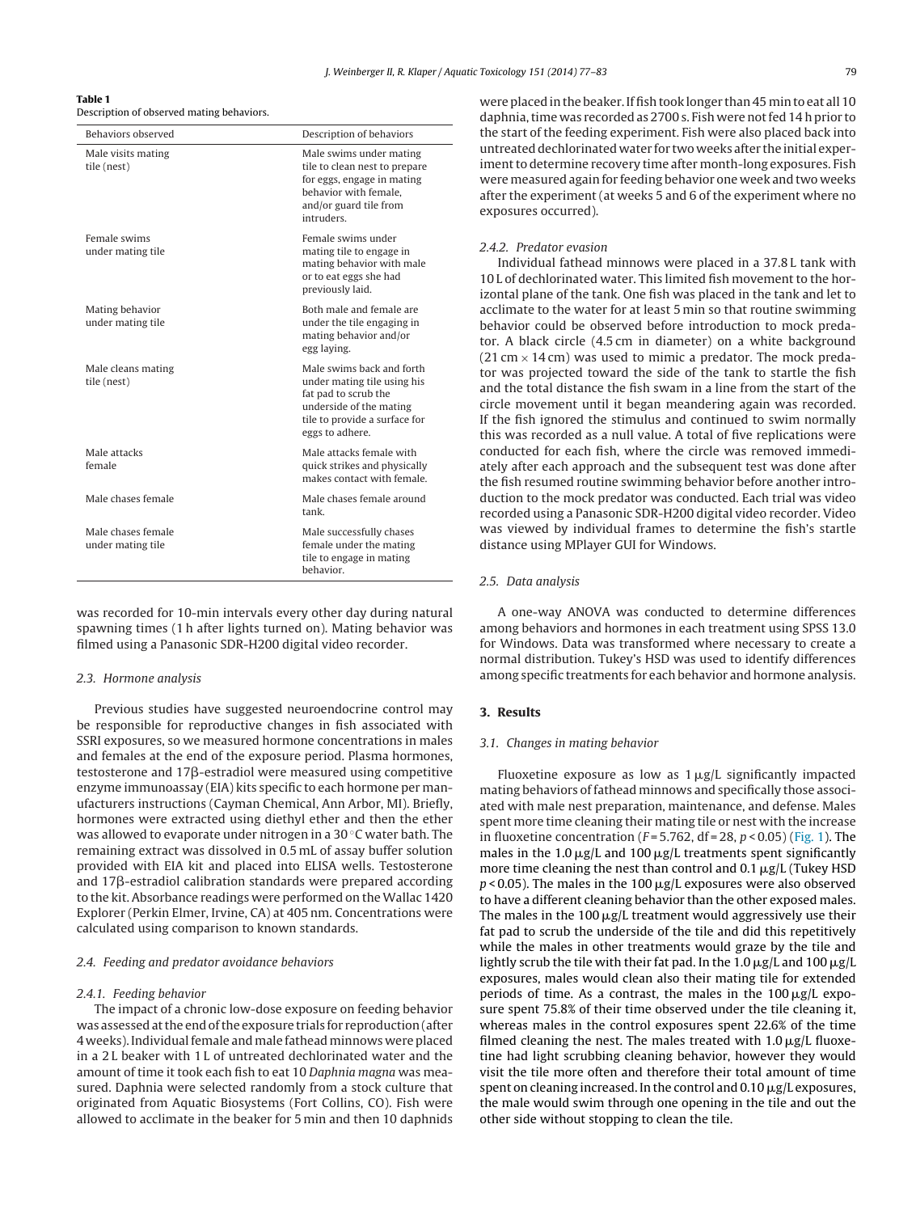**Table 1**
Description of observed mating behaviors.

| Behaviors observed | Description of behaviors |
| --- | --- |
| Male visits mating tile (nest) | Male swims under mating tile to clean nest to prepare for eggs, engage in mating behavior with female, and/or guard tile from intruders. |
| Female swims under mating tile | Female swims under mating tile to engage in mating behavior with male or to eat eggs she had previously laid. |
| Mating behavior under mating tile | Both male and female are under the tile engaging in mating behavior and/or egg laying. |
| Male cleans mating tile (nest) | Male swims back and forth under mating tile using his fat pad to scrub the underside of the mating tile to provide a surface for eggs to adhere. |
| Male attacks female | Male attacks female with quick strikes and physically makes contact with female. |
| Male chases female | Male chases female around tank. |
| Male chases female under mating tile | Male successfully chases female under the mating tile to engage in mating behavior. |

was recorded for 10-min intervals every other day during natural spawning times (1 h after lights turned on). Mating behavior was filmed using a Panasonic SDR-H200 digital video recorder.

### 2.3. Hormone analysis

Previous studies have suggested neuroendocrine control may be responsible for reproductive changes in fish associated with SSRI exposures, so we measured hormone concentrations in males and females at the end of the exposure period. Plasma hormones, testosterone and 17β-estradiol were measured using competitive enzyme immunoassay (EIA) kits specific to each hormone per manufacturers instructions (Cayman Chemical, Ann Arbor, MI). Briefly, hormones were extracted using diethyl ether and then the ether was allowed to evaporate under nitrogen in a 30 °C water bath. The remaining extract was dissolved in 0.5 mL of assay buffer solution provided with EIA kit and placed into ELISA wells. Testosterone and 17β-estradiol calibration standards were prepared according to the kit. Absorbance readings were performed on the Wallac 1420 Explorer (Perkin Elmer, Irvine, CA) at 405 nm. Concentrations were calculated using comparison to known standards.

### 2.4. Feeding and predator avoidance behaviors

#### 2.4.1. Feeding behavior

The impact of a chronic low-dose exposure on feeding behavior was assessed at the end of the exposure trials for reproduction (after 4 weeks). Individual female and male fathead minnows were placed in a 2 L beaker with 1 L of untreated dechlorinated water and the amount of time it took each fish to eat 10 *Daphnia magna* was measured. Daphnia were selected randomly from a stock culture that originated from Aquatic Biosystems (Fort Collins, CO). Fish were allowed to acclimate in the beaker for 5 min and then 10 daphnids were placed in the beaker. If fish took longer than 45 min to eat all 10 daphnia, time was recorded as 2700 s. Fish were not fed 14 h prior to the start of the feeding experiment. Fish were also placed back into untreated dechlorinated water for two weeks after the initial experiment to determine recovery time after month-long exposures. Fish were measured again for feeding behavior one week and two weeks after the experiment (at weeks 5 and 6 of the experiment where no exposures occurred).

#### 2.4.2. Predator evasion

Individual fathead minnows were placed in a 37.8 L tank with 10 L of dechlorinated water. This limited fish movement to the horizontal plane of the tank. One fish was placed in the tank and let to acclimate to the water for at least 5 min so that routine swimming behavior could be observed before introduction to mock predator. A black circle (4.5 cm in diameter) on a white background (21 cm × 14 cm) was used to mimic a predator. The mock predator was projected toward the side of the tank to startle the fish and the total distance the fish swam in a line from the start of the circle movement until it began meandering again was recorded. If the fish ignored the stimulus and continued to swim normally this was recorded as a null value. A total of five replications were conducted for each fish, where the circle was removed immediately after each approach and the subsequent test was done after the fish resumed routine swimming behavior before another introduction to the mock predator was conducted. Each trial was video recorded using a Panasonic SDR-H200 digital video recorder. Video was viewed by individual frames to determine the fish's startle distance using MPlayer GUI for Windows.

### 2.5. Data analysis

A one-way ANOVA was conducted to determine differences among behaviors and hormones in each treatment using SPSS 13.0 for Windows. Data was transformed where necessary to create a normal distribution. Tukey's HSD was used to identify differences among specific treatments for each behavior and hormone analysis.

## 3. Results

### 3.1. Changes in mating behavior

Fluoxetine exposure as low as 1 μg/L significantly impacted mating behaviors of fathead minnows and specifically those associated with male nest preparation, maintenance, and defense. Males spent more time cleaning their mating tile or nest with the increase in fluoxetine concentration ($F = 5.762$, df = 28, $p < 0.05$) (Fig. 1). The males in the 1.0 μg/L and 100 μg/L treatments spent significantly more time cleaning the nest than control and 0.1 μg/L (Tukey HSD $p < 0.05$). The males in the 100 μg/L exposures were also observed to have a different cleaning behavior than the other exposed males. The males in the 100 μg/L treatment would aggressively use their fat pad to scrub the underside of the tile and did this repetitively while the males in other treatments would graze by the tile and lightly scrub the tile with their fat pad. In the 1.0 μg/L and 100 μg/L exposures, males would clean also their mating tile for extended periods of time. As a contrast, the males in the 100 μg/L exposure spent 75.8% of their time observed under the tile cleaning it, whereas males in the control exposures spent 22.6% of the time filmed cleaning the nest. The males treated with 1.0 μg/L fluoxetine had light scrubbing cleaning behavior, however they would visit the tile more often and therefore their total amount of time spent on cleaning increased. In the control and 0.10 μg/L exposures, the male would swim through one opening in the tile and out the other side without stopping to clean the tile.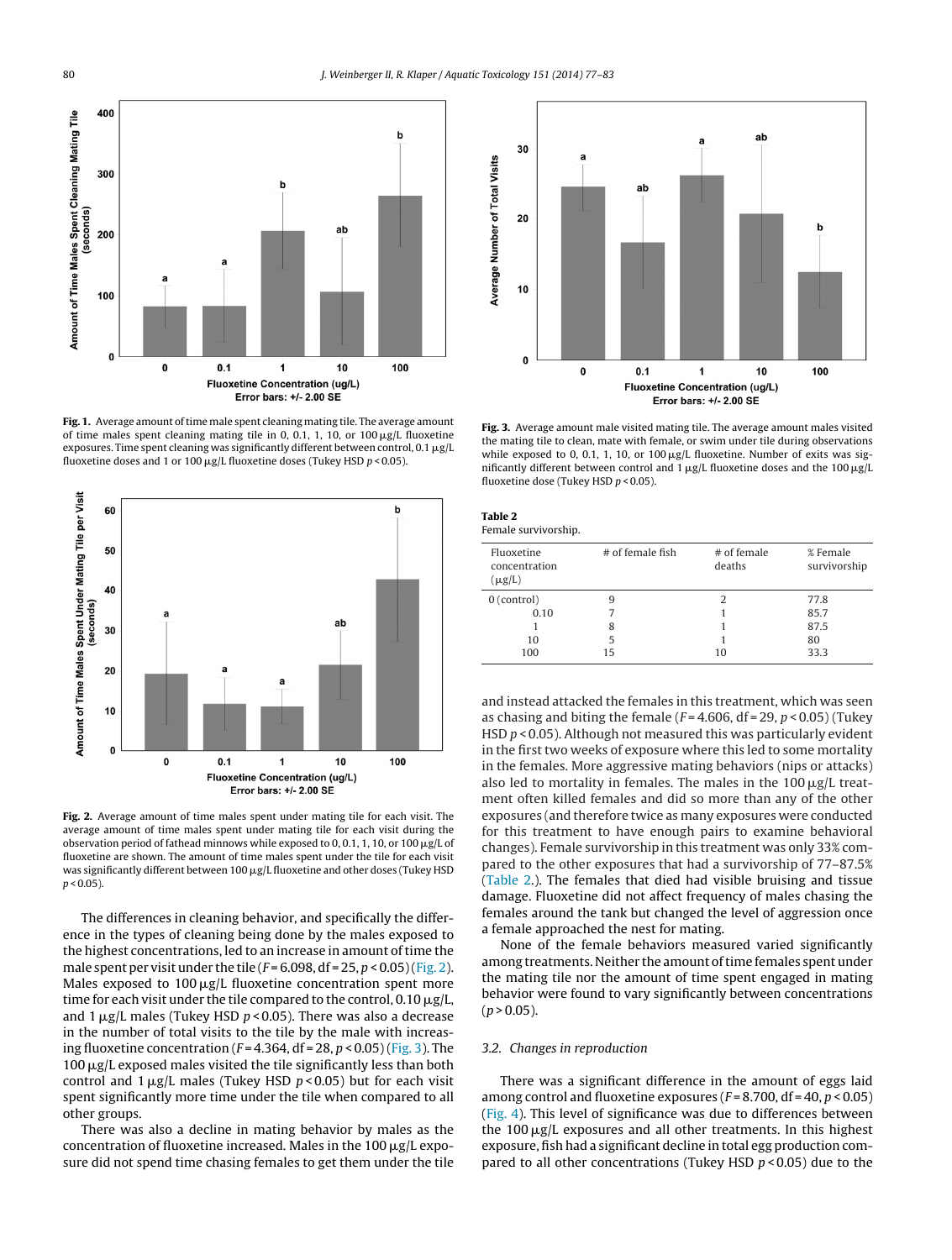Fig. 1. Average amount of time male spent cleaning mating tile. The average amount of time males spent cleaning mating tile in 0, 0.1, 1, 10, or 100 μg/L fluoxetine exposures. Time spent cleaning was significantly different between control, 0.1 μg/L fluoxetine doses and 1 or 100 μg/L fluoxetine doses (Tukey HSD $p < 0.05$).

Fig. 2. Average amount of time males spent under mating tile for each visit. The average amount of time males spent under mating tile for each visit during the observation period of fathead minnows while exposed to 0, 0.1, 1, 10, or 100 μg/L of fluoxetine are shown. The amount of time males spent under the tile for each visit was significantly different between 100 μg/L fluoxetine and other doses (Tukey HSD $p < 0.05$).

The differences in cleaning behavior, and specifically the difference in the types of cleaning being done by the males exposed to the highest concentrations, led to an increase in amount of time the male spent per visit under the tile ($F = 6.098$, df = 25, $p < 0.05$) (Fig. 2). Males exposed to 100 μg/L fluoxetine concentration spent more time for each visit under the tile compared to the control, 0.10 μg/L, and 1 μg/L males (Tukey HSD $p < 0.05$). There was also a decrease in the number of total visits to the tile by the male with increasing fluoxetine concentration ($F = 4.364$, df = 28, $p < 0.05$) (Fig. 3). The 100 μg/L exposed males visited the tile significantly less than both control and 1 μg/L males (Tukey HSD $p < 0.05$) but for each visit spent significantly more time under the tile when compared to all other groups.

There was also a decline in mating behavior by males as the concentration of fluoxetine increased. Males in the 100 μg/L exposure did not spend time chasing females to get them under the tile and instead attacked the females in this treatment, which was seen as chasing and biting the female ($F = 4.606$, df = 29, $p < 0.05$) (Tukey HSD $p < 0.05$). Although not measured this was particularly evident in the first two weeks of exposure where this led to some mortality in the females. More aggressive mating behaviors (nips or attacks) also led to mortality in females. The males in the 100 μg/L treatment often killed females and did so more than any of the other exposures (and therefore twice as many exposures were conducted for this treatment to have enough pairs to examine behavioral changes). Female survivorship in this treatment was only 33% compared to the other exposures that had a survivorship of 77–87.5% (Table 2.). The females that died had visible bruising and tissue damage. Fluoxetine did not affect frequency of males chasing the females around the tank but changed the level of aggression once a female approached the nest for mating.

None of the female behaviors measured varied significantly among treatments. Neither the amount of time females spent under the mating tile nor the amount of time spent engaged in mating behavior were found to vary significantly between concentrations ($p > 0.05$).

Fig. 3. Average amount male visited mating tile. The average amount males visited the mating tile to clean, mate with female, or swim under tile during observations while exposed to 0, 0.1, 1, 10, or 100 μg/L fluoxetine. Number of exits was significantly different between control and 1 μg/L fluoxetine doses and the 100 μg/L fluoxetine dose (Tukey HSD $p < 0.05$).

**Table 2**
Female survivorship.

| Fluoxetine concentration (μg/L) | # of female fish | # of female deaths | % Female survivorship |
|---|---|---|---|
| 0 (control) | 9 | 2 | 77.8 |
| 0.10 | 7 | 1 | 85.7 |
| 1 | 8 | 1 | 87.5 |
| 10 | 5 | 1 | 80 |
| 100 | 15 | 10 | 33.3 |

### 3.2. Changes in reproduction

There was a significant difference in the amount of eggs laid among control and fluoxetine exposures ($F = 8.700$, df = 40, $p < 0.05$) (Fig. 4). This level of significance was due to differences between the 100 μg/L exposures and all other treatments. In this highest exposure, fish had a significant decline in total egg production compared to all other concentrations (Tukey HSD $p < 0.05$) due to the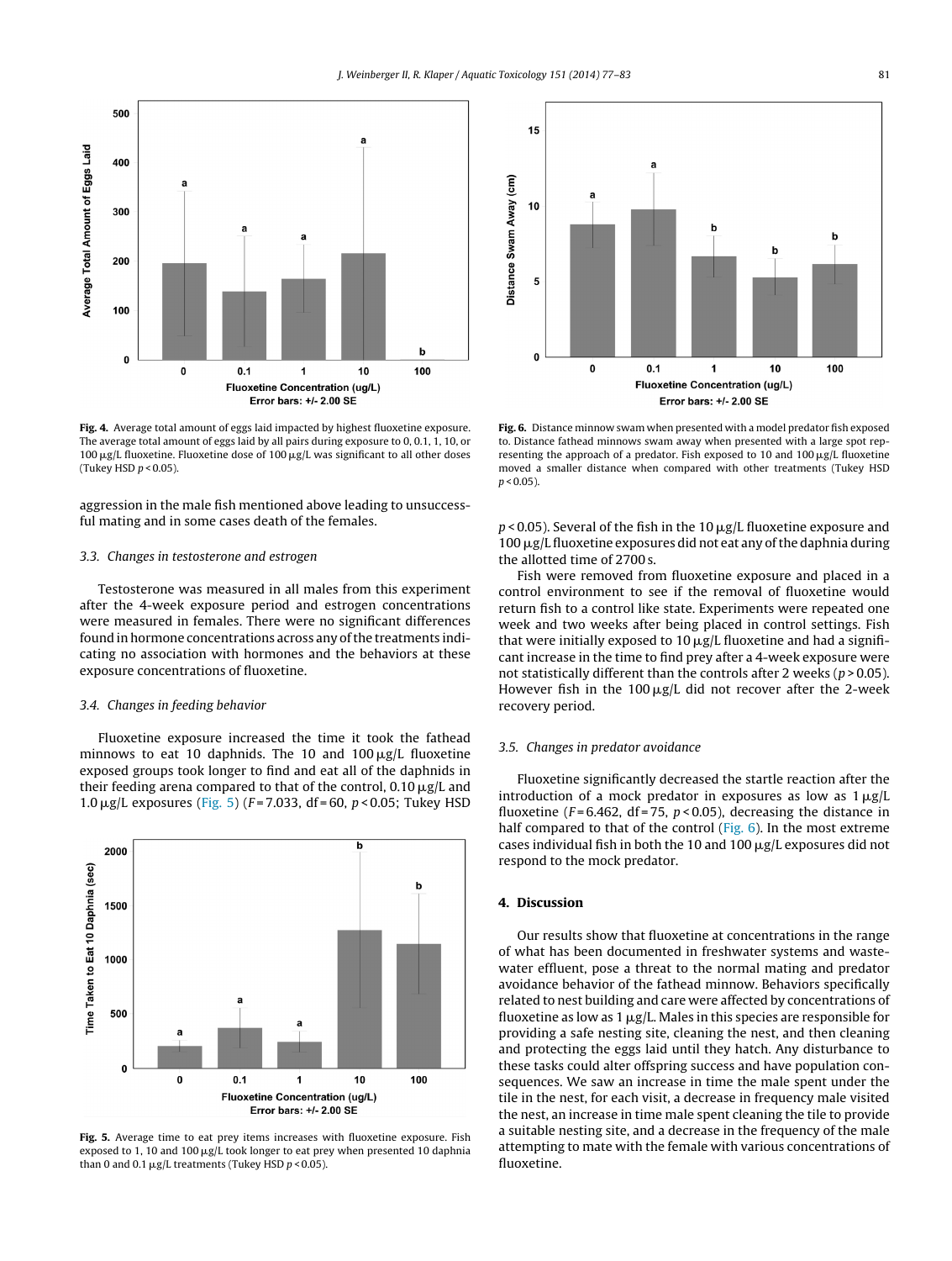Fig. 4. Average total amount of eggs laid impacted by highest fluoxetine exposure. The average total amount of eggs laid by all pairs during exposure to 0, 0.1, 1, 10, or 100 μg/L fluoxetine. Fluoxetine dose of 100 μg/L was significant to all other doses (Tukey HSD $p < 0.05$).

aggression in the male fish mentioned above leading to unsuccessful mating and in some cases death of the females.

### 3.3. Changes in testosterone and estrogen

Testosterone was measured in all males from this experiment after the 4-week exposure period and estrogen concentrations were measured in females. There were no significant differences found in hormone concentrations across any of the treatments indicating no association with hormones and the behaviors at these exposure concentrations of fluoxetine.

### 3.4. Changes in feeding behavior

Fluoxetine exposure increased the time it took the fathead minnows to eat 10 daphnids. The 10 and 100 μg/L fluoxetine exposed groups took longer to find and eat all of the daphnids in their feeding arena compared to that of the control, 0.10 μg/L and 1.0 μg/L exposures (Fig. 5) ($F = 7.033$, df = 60, $p < 0.05$; Tukey HSD $p < 0.05$). Several of the fish in the 10 μg/L fluoxetine exposure and 100 μg/L fluoxetine exposures did not eat any of the daphnia during the allotted time of 2700 s.

Fig. 5. Average time to eat prey items increases with fluoxetine exposure. Fish exposed to 1, 10 and 100 μg/L took longer to eat prey when presented 10 daphnia than 0 and 0.1 μg/L treatments (Tukey HSD $p < 0.05$).

Fig. 6. Distance minnow swam when presented with a model predator fish exposed to. Distance fathead minnows swam away when presented with a large spot representing the approach of a predator. Fish exposed to 10 and 100 μg/L fluoxetine moved a smaller distance when compared with other treatments (Tukey HSD $p < 0.05$).

Fish were removed from fluoxetine exposure and placed in a control environment to see if the removal of fluoxetine would return fish to a control like state. Experiments were repeated one week and two weeks after being placed in control settings. Fish that were initially exposed to 10 μg/L fluoxetine and had a significant increase in the time to find prey after a 4-week exposure were not statistically different than the controls after 2 weeks ($p > 0.05$). However fish in the 100 μg/L did not recover after the 2-week recovery period.

### 3.5. Changes in predator avoidance

Fluoxetine significantly decreased the startle reaction after the introduction of a mock predator in exposures as low as 1 μg/L fluoxetine ($F = 6.462$, df = 75, $p < 0.05$), decreasing the distance in half compared to that of the control (Fig. 6). In the most extreme cases individual fish in both the 10 and 100 μg/L exposures did not respond to the mock predator.

## 4. Discussion

Our results show that fluoxetine at concentrations in the range of what has been documented in freshwater systems and wastewater effluent, pose a threat to the normal mating and predator avoidance behavior of the fathead minnow. Behaviors specifically related to nest building and care were affected by concentrations of fluoxetine as low as 1 μg/L. Males in this species are responsible for providing a safe nesting site, cleaning the nest, and then cleaning and protecting the eggs laid until they hatch. Any disturbance to these tasks could alter offspring success and have population consequences. We saw an increase in time the male spent under the tile in the nest, for each visit, a decrease in frequency male visited the nest, an increase in time male spent cleaning the tile to provide a suitable nesting site, and a decrease in the frequency of the male attempting to mate with the female with various concentrations of fluoxetine.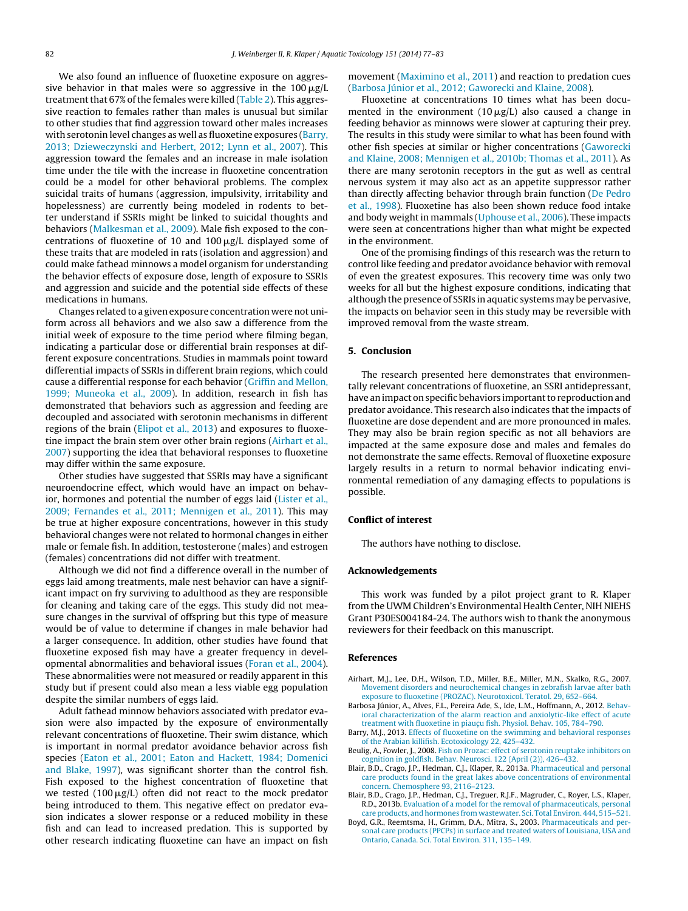We also found an influence of fluoxetine exposure on aggressive behavior in that males were so aggressive in the 100 μg/L treatment that 67% of the females were killed (Table 2). This aggressive reaction to females rather than males is unusual but similar to other studies that find aggression toward other males increases with serotonin level changes as well as fluoxetine exposures (Barry, 2013; Dzieweczynski and Herbert, 2012; Lynn et al., 2007). This aggression toward the females and an increase in male isolation time under the tile with the increase in fluoxetine concentration could be a model for other behavioral problems. The complex suicidal traits of humans (aggression, impulsivity, irritability and hopelessness) are currently being modeled in rodents to better understand if SSRIs might be linked to suicidal thoughts and behaviors (Malkesman et al., 2009). Male fish exposed to the concentrations of fluoxetine of 10 and 100 μg/L displayed some of these traits that are modeled in rats (isolation and aggression) and could make fathead minnows a model organism for understanding the behavior effects of exposure dose, length of exposure to SSRIs and aggression and suicide and the potential side effects of these medications in humans.

Changes related to a given exposure concentration were not uniform across all behaviors and we also saw a difference from the initial week of exposure to the time period where filming began, indicating a particular dose or differential brain responses at different exposure concentrations. Studies in mammals point toward differential impacts of SSRIs in different brain regions, which could cause a differential response for each behavior (Griffin and Mellon, 1999; Muneoka et al., 2009). In addition, research in fish has demonstrated that behaviors such as aggression and feeding are decoupled and associated with serotonin mechanisms in different regions of the brain (Elipot et al., 2013) and exposures to fluoxetine impact the brain stem over other brain regions (Airhart et al., 2007) supporting the idea that behavioral responses to fluoxetine may differ within the same exposure.

Other studies have suggested that SSRIs may have a significant neuroendocrine effect, which would have an impact on behavior, hormones and potential the number of eggs laid (Lister et al., 2009; Fernandes et al., 2011; Mennigen et al., 2011). This may be true at higher exposure concentrations, however in this study behavioral changes were not related to hormonal changes in either male or female fish. In addition, testosterone (males) and estrogen (females) concentrations did not differ with treatment.

Although we did not find a difference overall in the number of eggs laid among treatments, male nest behavior can have a significant impact on fry surviving to adulthood as they are responsible for cleaning and taking care of the eggs. This study did not measure changes in the survival of offspring but this type of measure would be of value to determine if changes in male behavior had a larger consequence. In addition, other studies have found that fluoxetine exposed fish may have a greater frequency in developmental abnormalities and behavioral issues (Foran et al., 2004). These abnormalities were not measured or readily apparent in this study but if present could also mean a less viable egg population despite the similar numbers of eggs laid.

Adult fathead minnow behaviors associated with predator evasion were also impacted by the exposure of environmentally relevant concentrations of fluoxetine. Their swim distance, which is important in normal predator avoidance behavior across fish species (Eaton et al., 2001; Eaton and Hackett, 1984; Domenici and Blake, 1997), was significant shorter than the control fish. Fish exposed to the highest concentration of fluoxetine that we tested (100 μg/L) often did not react to the mock predator being introduced to them. This negative effect on predator evasion indicates a slower response or a reduced mobility in these fish and can lead to increased predation. This is supported by other research indicating fluoxetine can have an impact on fish movement (Maximino et al., 2011) and reaction to predation cues (Barbosa Júnior et al., 2012; Gaworecki and Klaine, 2008).

Fluoxetine at concentrations 10 times what has been documented in the environment (10 μg/L) also caused a change in feeding behavior as minnows were slower at capturing their prey. The results in this study were similar to what has been found with other fish species at similar or higher concentrations (Gaworecki and Klaine, 2008; Mennigen et al., 2010b; Thomas et al., 2011). As there are many serotonin receptors in the gut as well as central nervous system it may also act as an appetite suppressor rather than directly affecting behavior through brain function (De Pedro et al., 1998). Fluoxetine has also been shown reduce food intake and body weight in mammals (Uphouse et al., 2006). These impacts were seen at concentrations higher than what might be expected in the environment.

One of the promising findings of this research was the return to control like feeding and predator avoidance behavior with removal of even the greatest exposures. This recovery time was only two weeks for all but the highest exposure conditions, indicating that although the presence of SSRIs in aquatic systems may be pervasive, the impacts on behavior seen in this study may be reversible with improved removal from the waste stream.

## 5. Conclusion

The research presented here demonstrates that environmentally relevant concentrations of fluoxetine, an SSRI antidepressant, have an impact on specific behaviors important to reproduction and predator avoidance. This research also indicates that the impacts of fluoxetine are dose dependent and are more pronounced in males. They may also be brain region specific as not all behaviors are impacted at the same exposure dose and males and females do not demonstrate the same effects. Removal of fluoxetine exposure largely results in a return to normal behavior indicating environmental remediation of any damaging effects to populations is possible.

## Conflict of interest

The authors have nothing to disclose.

## Acknowledgements

This work was funded by a pilot project grant to R. Klaper from the UWM Children's Environmental Health Center, NIH NIEHS Grant P30ES004184-24. The authors wish to thank the anonymous reviewers for their feedback on this manuscript.

## References

Airhart, M.J., Lee, D.H., Wilson, T.D., Miller, B.E., Miller, M.N., Skalko, R.G., 2007. Movement disorders and neurochemical changes in zebrafish larvae after bath exposure to fluoxetine (PROZAC). Neurotoxicol. Teratol. 29, 652–664.

Barbosa Júnior, A., Alves, F.L., Pereira Ade, S., Ide, L.M., Hoffmann, A., 2012. Behavioral characterization of the alarm reaction and anxiolytic-like effect of acute treatment with fluoxetine in piauçu fish. Physiol. Behav. 105, 784–790.

Barry, M.J., 2013. Effects of fluoxetine on the swimming and behavioral responses of the Arabian killifish. Ecotoxicology 22, 425–432.

Beulig, A., Fowler, J., 2008. Fish on Prozac: effect of serotonin reuptake inhibitors on cognition in goldfish. Behav. Neurosci. 122 (April (2)), 426–432.

Blair, B.D., Crago, J.P., Hedman, C.J., Klaper, R., 2013a. Pharmaceutical and personal care products found in the great lakes above concentrations of environmental concern. Chemosphere 93, 2116–2123.

Blair, B.D., Crago, J.P., Hedman, C.J., Treguer, R.J.F., Magruder, C., Royer, L.S., Klaper, R.D., 2013b. Evaluation of a model for the removal of pharmaceuticals, personal care products, and hormones from wastewater. Sci. Total Environ. 444, 515–521.

Boyd, G.R., Reemtsma, H., Grimm, D.A., Mitra, S., 2003. Pharmaceuticals and personal care products (PPCPs) in surface and treated waters of Louisiana, USA and Ontario, Canada. Sci. Total Environ. 311, 135–149.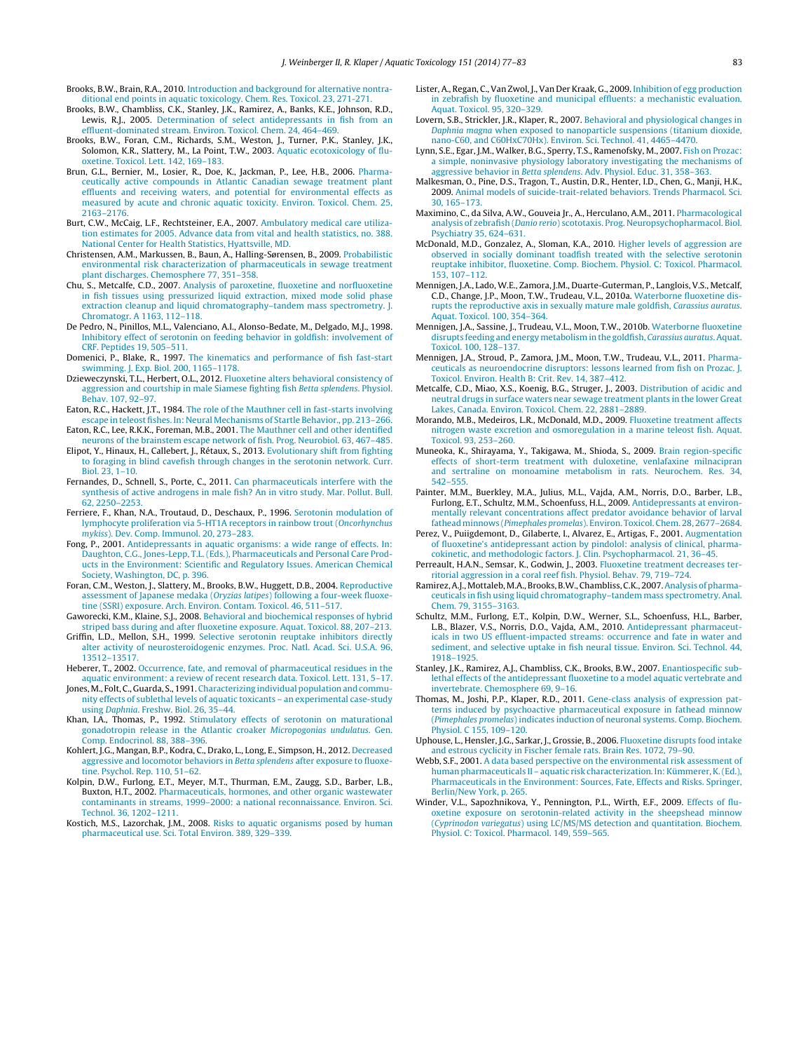Brooks, B.W., Brain, R.A., 2010. Introduction and background for alternative nontraditional end points in aquatic toxicology. Chem. Res. Toxicol. 23, 271–271.

Brooks, B.W., Chambliss, C.K., Stanley, J.K., Ramirez, A., Banks, K.E., Johnson, R.D., Lewis, R.J., 2005. Determination of select antidepressants in fish from an effluent-dominated stream. Environ. Toxicol. Chem. 24, 464–469.

Brooks, B.W., Foran, C.M., Richards, S.M., Weston, J., Turner, P.K., Stanley, J.K., Solomon, K.R., Slattery, M., La Point, T.W., 2003. Aquatic ecotoxicology of fluoxetine. Toxicol. Lett. 142, 169–183.

Brun, G.L., Bernier, M., Losier, R., Doe, K., Jackman, P., Lee, H.B., 2006. Pharmaceutically active compounds in Atlantic Canadian sewage treatment plant effluents and receiving waters, and potential for environmental effects as measured by acute and chronic aquatic toxicity. Environ. Toxicol. Chem. 25, 2163–2176.

Burt, C.W., McCaig, L.F., Rechtsteiner, E.A., 2007. Ambulatory medical care utilization estimates for 2005. Advance data from vital and health statistics, no. 388. National Center for Health Statistics, Hyattsville, MD.

Christensen, A.M., Markussen, B., Baun, A., Halling-Sørensen, B., 2009. Probabilistic environmental risk characterization of pharmaceuticals in sewage treatment plant discharges. Chemosphere 77, 351–358.

Chu, S., Metcalfe, C.D., 2007. Analysis of paroxetine, fluoxetine and norfluoxetine in fish tissues using pressurized liquid extraction, mixed mode solid phase extraction cleanup and liquid chromatography–tandem mass spectrometry. J. Chromatogr. A 1163, 112–118.

De Pedro, N., Pinillos, M.L., Valenciano, A.I., Alonso-Bedate, M., Delgado, M.J., 1998. Inhibitory effect of serotonin on feeding behavior in goldfish: involvement of CRF. Peptides 19, 505–511.

Domenici, P., Blake, R., 1997. The kinematics and performance of fish fast-start swimming. J. Exp. Biol. 200, 1165–1178.

Dzieweczynski, T.L., Herbert, O.L., 2012. Fluoxetine alters behavioral consistency of aggression and courtship in male Siamese fighting fish *Betta splendens*. Physiol. Behav. 107, 92–97.

Eaton, R.C., Hackett, J.T., 1984. The role of the Mauthner cell in fast-starts involving escape in teleost fishes. In: Neural Mechanisms of Startle Behavior., pp. 213–266.

Eaton, R.C., Lee, R.K.K., Foreman, M.B., 2001. The Mauthner cell and other identified neurons of the brainstem escape network of fish. Prog. Neurobiol. 63, 467–485.

Elipot, Y., Hinaux, H., Callebert, J., Rétaux, S., 2013. Evolutionary shift from fighting to foraging in blind cavefish through changes in the serotonin network. Curr. Biol. 23, 1–10.

Fernandes, D., Schnell, S., Porte, C., 2011. Can pharmaceuticals interfere with the synthesis of active androgens in male fish? An in vitro study. Mar. Pollut. Bull. 62, 2250–2253.

Ferriere, F., Khan, N.A., Troutaud, D., Deschaux, P., 1996. Serotonin modulation of lymphocyte proliferation via 5-HT1A receptors in rainbow trout (*Oncorhynchus mykiss*). Dev. Comp. Immunol. 20, 273–283.

Fong, P., 2001. Antidepressants in aquatic organisms: a wide range of effects. In: Daughton, C.G., Jones-Lepp, T.L. (Eds.), Pharmaceuticals and Personal Care Products in the Environment: Scientific and Regulatory Issues. American Chemical Society, Washington, DC, p. 396.

Foran, C.M., Weston, J., Slattery, M., Brooks, B.W., Huggett, D.B., 2004. Reproductive assessment of Japanese medaka (*Oryzias latipes*) following a four-week fluoxetine (SSRI) exposure. Arch. Environ. Contam. Toxicol. 46, 511–517.

Gaworecki, K.M., Klaine, S.J., 2008. Behavioral and biochemical responses of hybrid striped bass during and after fluoxetine exposure. Aquat. Toxicol. 88, 207–213.

Griffin, L.D., Mellon, S.H., 1999. Selective serotonin reuptake inhibitors directly alter activity of neurosteroidogenic enzymes. Proc. Natl. Acad. Sci. U.S.A. 96, 13512–13517.

Heberer, T., 2002. Occurrence, fate, and removal of pharmaceutical residues in the aquatic environment: a review of recent research data. Toxicol. Lett. 131, 5–17.

Jones, M., Folt, C., Guarda, S., 1991. Characterizing individual population and community effects of sublethal levels of aquatic toxicants – an experimental case-study using *Daphnia*. Freshw. Biol. 26, 35–44.

Khan, I.A., Thomas, P., 1992. Stimulatory effects of serotonin on maturational gonadotropin release in the Atlantic croaker *Micropogonias undulatus*. Gen. Comp. Endocrinol. 88, 388–396.

Kohlert, J.G., Mangan, B.P., Kodra, C., Drako, L., Long, E., Simpson, H., 2012. Decreased aggressive and locomotor behaviors in *Betta splendens* after exposure to fluoxetine. Psychol. Rep. 110, 51–62.

Kolpin, D.W., Furlong, E.T., Meyer, M.T., Thurman, E.M., Zaugg, S.D., Barber, L.B., Buxton, H.T., 2002. Pharmaceuticals, hormones, and other organic wastewater contaminants in streams, 1999–2000: a national reconnaissance. Environ. Sci. Technol. 36, 1202–1211.

Kostich, M.S., Lazorchak, J.M., 2008. Risks to aquatic organisms posed by human pharmaceutical use. Sci. Total Environ. 389, 329–339.

Lister, A., Regan, C., Van Zwol, J., Van Der Kraak, G., 2009. Inhibition of egg production in zebrafish by fluoxetine and municipal effluents: a mechanistic evaluation. Aquat. Toxicol. 95, 320–329.

Lovern, S.B., Strickler, J.R., Klaper, R., 2007. Behavioral and physiological changes in *Daphnia magna* when exposed to nanoparticle suspensions (titanium dioxide, nano-C60, and C60HxC70Hx). Environ. Sci. Technol. 41, 4465–4470.

Lynn, S.E., Egar, J.M., Walker, B.G., Sperry, T.S., Ramenofsky, M., 2007. Fish on Prozac: a simple, noninvasive physiology laboratory investigating the mechanisms of aggressive behavior in *Betta splendens*. Adv. Physiol. Educ. 31, 358–363.

Malkesman, O., Pine, D.S., Tragon, T., Austin, D.R., Henter, I.D., Chen, G., Manji, H.K., 2009. Animal models of suicide-trait-related behaviors. Trends Pharmacol. Sci. 30, 165–173.

Maximino, C., da Silva, A.W., Gouveia Jr., A., Herculano, A.M., 2011. Pharmacological analysis of zebrafish (*Danio rerio*) scototaxis. Prog. Neuropsychopharmacol. Biol. Psychiatry 35, 624–631.

McDonald, M.D., Gonzalez, A., Sloman, K.A., 2010. Higher levels of aggression are observed in socially dominant toadfish treated with the selective serotonin reuptake inhibitor, fluoxetine. Comp. Biochem. Physiol. C: Toxicol. Pharmacol. 153, 107–112.

Mennigen, J.A., Lado, W.E., Zamora, J.M., Duarte-Guterman, P., Langlois, V.S., Metcalf, C.D., Change, J.P., Moon, T.W., Trudeau, V.L., 2010a. Waterborne fluoxetine disrupts the reproductive axis in sexually mature male goldfish, *Carassius auratus*. Aquat. Toxicol. 100, 354–364.

Mennigen, J.A., Sassine, J., Trudeau, V.L., Moon, T.W., 2010b. Waterborne fluoxetine disrupts feeding and energy metabolism in the goldfish, *Carassius auratus*. Aquat. Toxicol. 100, 128–137.

Mennigen, J.A., Stroud, P., Zamora, J.M., Moon, T.W., Trudeau, V.L., 2011. Pharmaceuticals as neuroendocrine disruptors: lessons learned from fish on Prozac. J. Toxicol. Environ. Health B: Crit. Rev. 14, 387–412.

Metcalfe, C.D., Miao, X.S., Koenig, B.G., Struger, J., 2003. Distribution of acidic and neutral drugs in surface waters near sewage treatment plants in the lower Great Lakes, Canada. Environ. Toxicol. Chem. 22, 2881–2889.

Morando, M.B., Medeiros, L.R., McDonald, M.D., 2009. Fluoxetine treatment affects nitrogen waste excretion and osmoregulation in a marine teleost fish. Aquat. Toxicol. 93, 253–260.

Muneoka, K., Shirayama, Y., Takigawa, M., Shioda, S., 2009. Brain region-specific effects of short-term treatment with duloxetine, venlafaxine milnacipran and sertraline on monoamine metabolism in rats. Neurochem. Res. 34, 542–555.

Painter, M.M., Buerkley, M.A., Julius, M.L., Vajda, A.M., Norris, D.O., Barber, L.B., Furlong, E.T., Schultz, M.M., Schoenfuss, H.L., 2009. Antidepressants at environmentally relevant concentrations affect predator avoidance behavior of larval fathead minnows (*Pimephales promelas*). Environ. Toxicol. Chem. 28, 2677–2684.

Perez, V., Puiigdemont, D., Gilaberte, I., Alvarez, E., Artigas, F., 2001. Augmentation of fluoxetine's antidepressant action by pindolol: analysis of clinical, pharmacokinetic, and methodologic factors. J. Clin. Psychopharmacol. 21, 36–45.

Perreault, H.A.N., Semsar, K., Godwin, J., 2003. Fluoxetine treatment decreases territorial aggression in a coral reef fish. Physiol. Behav. 79, 719–724.

Ramirez, A.J., Mottaleb, M.A., Brooks, B.W., Chambliss, C.K., 2007. Analysis of pharmaceuticals in fish using liquid chromatography–tandem mass spectrometry. Anal. Chem. 79, 3155–3163.

Schultz, M.M., Furlong, E.T., Kolpin, D.W., Werner, S.L., Schoenfuss, H.L., Barber, L.B., Blazer, V.S., Norris, D.O., Vajda, A.M., 2010. Antidepressant pharmaceuticals in two US effluent-impacted streams: occurrence and fate in water and sediment, and selective uptake in fish neural tissue. Environ. Sci. Technol. 44, 1918–1925.

Stanley, J.K., Ramirez, A.J., Chambliss, C.K., Brooks, B.W., 2007. Enantiospecific sublethal effects of the antidepressant fluoxetine to a model aquatic vertebrate and invertebrate. Chemosphere 69, 9–16.

Thomas, M., Joshi, P.P., Klaper, R.D., 2011. Gene-class analysis of expression patterns induced by psychoactive pharmaceutical exposure in fathead minnow (*Pimephales promelas*) indicates induction of neuronal systems. Comp. Biochem. Physiol. C 155, 109–120.

Uphouse, L., Hensler, J.G., Sarkar, J., Grossie, B., 2006. Fluoxetine disrupts food intake and estrous cyclicity in Fischer female rats. Brain Res. 1072, 79–90.

Webb, S.F., 2001. A data based perspective on the environmental risk assessment of human pharmaceuticals II – aquatic risk characterization. In: Kümmerer, K. (Ed.), Pharmaceuticals in the Environment: Sources, Fate, Effects and Risks. Springer, Berlin/New York, p. 265.

Winder, V.L., Sapozhnikova, Y., Pennington, P.L., Wirth, E.F., 2009. Effects of fluoxetine exposure on serotonin-related activity in the sheepshead minnow (*Cyprinodon variegatus*) using LC/MS/MS detection and quantitation. Biochem. Physiol. C: Toxicol. Pharmacol. 149, 559–565.